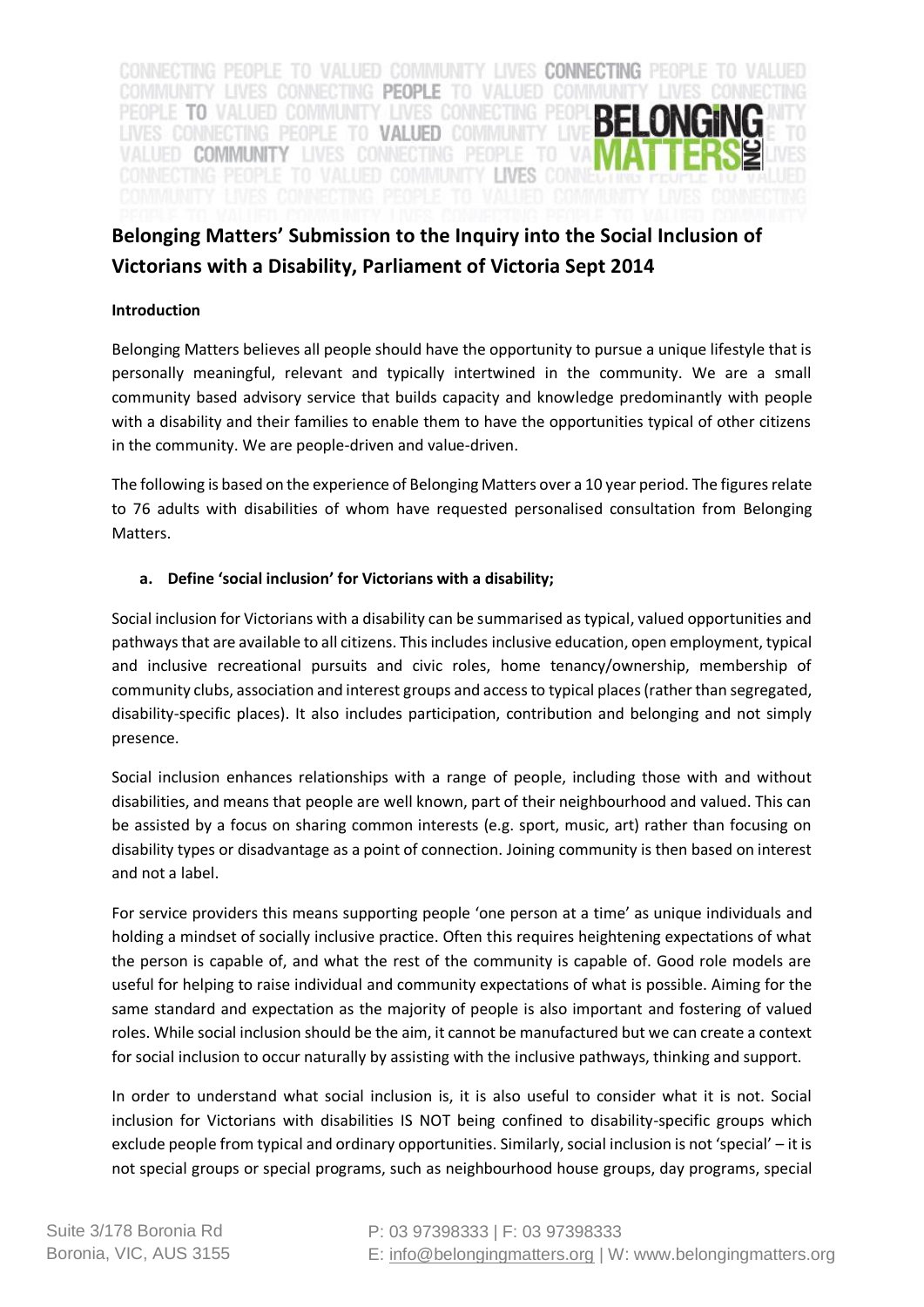# Belonging Matters' Submission to the Inquiry into the Social Inclusion of Victorians with a Disability, Parliament of Victoria Sept 2014

**Introduction**

Belonging Matters believes all people should have the opportunity to pursue a unique lifestyle that is personally meaningful, relevant and typically intertwined in the community. We are a small community based advisory service that builds capacity and knowledge predominantly with people with a disability and their families to enable them to have the opportunities typical of other citizens in the community. We are people-driven and value-driven.

The following is based on the experience of Belonging Matters over a 10 year period. The figures relate to 76 adults with disabilities of whom have requested personalised consultation from Belonging Matters.

**a. Define 'social inclusion' for Victorians with a disability;**

Social inclusion for Victorians with a disability can be summarised as typical, valued opportunities and pathways that are available to all citizens. This includes inclusive education, open employment, typical and inclusive recreational pursuits and civic roles, home tenancy/ownership, membership of community clubs, association and interest groups and access to typical places (rather than segregated, disability-specific places). It also includes participation, contribution and belonging and not simply presence.

Social inclusion enhances relationships with a range of people, including those with and without disabilities, and means that people are well known, part of their neighbourhood and valued. This can be assisted by a focus on sharing common interests (e.g. sport, music, art) rather than focusing on disability types or disadvantage as a point of connection. Joining community is then based on interest and not a label.

For service providers this means supporting people 'one person at a time' as unique individuals and holding a mindset of socially inclusive practice. Often this requires heightening expectations of what the person is capable of, and what the rest of the community is capable of. Good role models are useful for helping to raise individual and community expectations of what is possible. Aiming for the same standard and expectation as the majority of people is also important and fostering of valued roles. While social inclusion should be the aim, it cannot be manufactured but we can create a context for social inclusion to occur naturally by assisting with the inclusive pathways, thinking and support.

In order to understand what social inclusion is, it is also useful to consider what it is not. Social inclusion for Victorians with disabilities IS NOT being confined to disability-specific groups which exclude people from typical and ordinary opportunities. Similarly, social inclusion is not 'special' – it is not special groups or special programs, such as neighbourhood house groups, day programs, special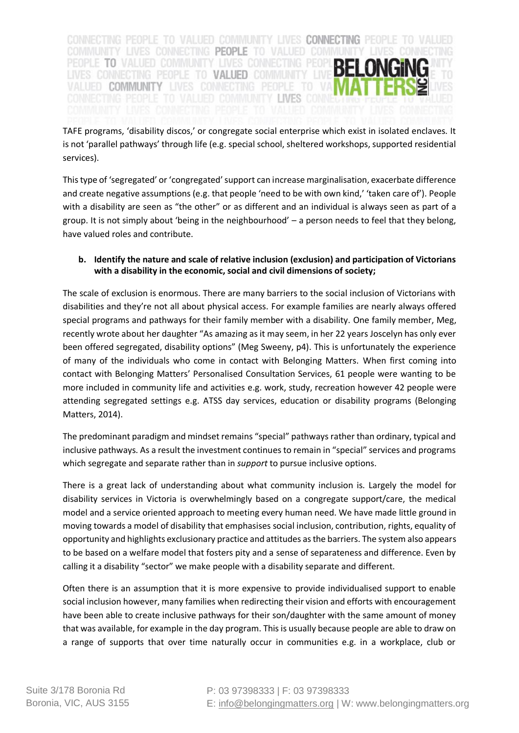TAFE programs, 'disability discos,' or congregate social enterprise which exist in isolated enclaves. It is not 'parallel pathways' through life (e.g. special school, sheltered workshops, supported residential services).

This type of 'segregated' or 'congregated' support can increase marginalisation, exacerbate difference and create negative assumptions (e.g. that people 'need to be with own kind,' 'taken care of'). People with a disability are seen as "the other" or as different and an individual is always seen as part of a group. It is not simply about 'being in the neighbourhood' – a person needs to feel that they belong, have valued roles and contribute.

**b. Identify the nature and scale of relative inclusion (exclusion) and participation of Victorians with a disability in the economic, social and civil dimensions of society;**

The scale of exclusion is enormous. There are many barriers to the social inclusion of Victorians with disabilities and they're not all about physical access. For example families are nearly always offered special programs and pathways for their family member with a disability. One family member, Meg, recently wrote about her daughter "As amazing as it may seem, in her 22 years Joscelyn has only ever been offered segregated, disability options" (Meg Sweeny, p4). This is unfortunately the experience of many of the individuals who come in contact with Belonging Matters. When first coming into contact with Belonging Matters' Personalised Consultation Services, 61 people were wanting to be more included in community life and activities e.g. work, study, recreation however 42 people were attending segregated settings e.g. ATSS day services, education or disability programs (Belonging Matters, 2014).

The predominant paradigm and mindset remains "special" pathways rather than ordinary, typical and inclusive pathways. As a result the investment continues to remain in "special" services and programs which segregate and separate rather than in *support* to pursue inclusive options.

There is a great lack of understanding about what community inclusion is. Largely the model for disability services in Victoria is overwhelmingly based on a congregate support/care, the medical model and a service oriented approach to meeting every human need. We have made little ground in moving towards a model of disability that emphasises social inclusion, contribution, rights, equality of opportunity and highlights exclusionary practice and attitudes as the barriers. The system also appears to be based on a welfare model that fosters pity and a sense of separateness and difference. Even by calling it a disability "sector" we make people with a disability separate and different.

Often there is an assumption that it is more expensive to provide individualised support to enable social inclusion however, many families when redirecting their vision and efforts with encouragement have been able to create inclusive pathways for their son/daughter with the same amount of money that was available, for example in the day program. This is usually because people are able to draw on a range of supports that over time naturally occur in communities e.g. in a workplace, club or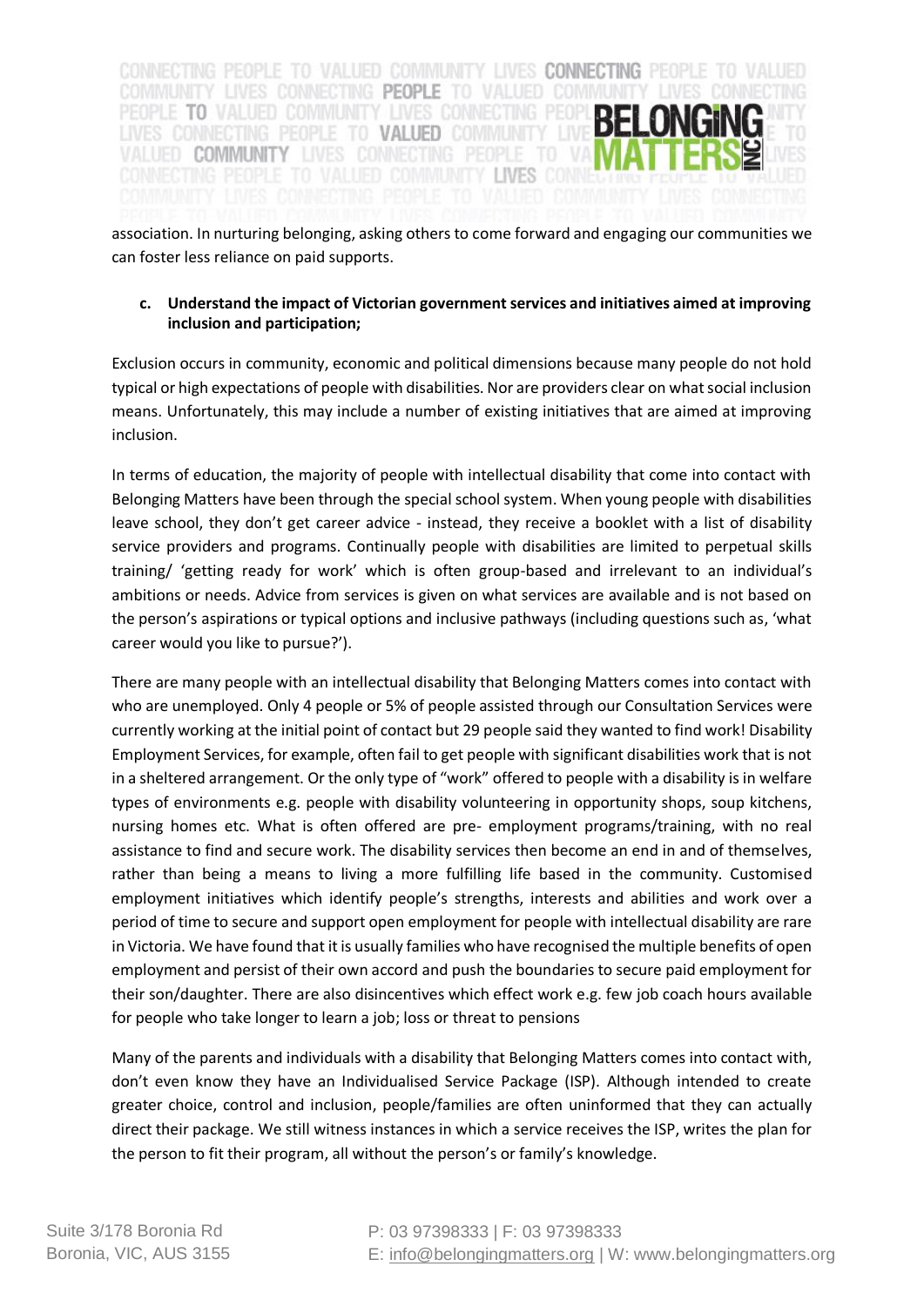association. In nurturing belonging, asking others to come forward and engaging our communities we can foster less reliance on paid supports.

**c. Understand the impact of Victorian government services and initiatives aimed at improving inclusion and participation;**

Exclusion occurs in community, economic and political dimensions because many people do not hold typical or high expectations of people with disabilities. Nor are providers clear on what social inclusion means. Unfortunately, this may include a number of existing initiatives that are aimed at improving inclusion.

In terms of education, the majority of people with intellectual disability that come into contact with Belonging Matters have been through the special school system. When young people with disabilities leave school, they don't get career advice - instead, they receive a booklet with a list of disability service providers and programs. Continually people with disabilities are limited to perpetual skills training/ 'getting ready for work' which is often group-based and irrelevant to an individual's ambitions or needs. Advice from services is given on what services are available and is not based on the person's aspirations or typical options and inclusive pathways (including questions such as, 'what career would you like to pursue?').

There are many people with an intellectual disability that Belonging Matters comes into contact with who are unemployed. Only 4 people or 5% of people assisted through our Consultation Services were currently working at the initial point of contact but 29 people said they wanted to find work! Disability Employment Services, for example, often fail to get people with significant disabilities work that is not in a sheltered arrangement. Or the only type of "work" offered to people with a disability is in welfare types of environments e.g. people with disability volunteering in opportunity shops, soup kitchens, nursing homes etc. What is often offered are pre- employment programs/training, with no real assistance to find and secure work. The disability services then become an end in and of themselves, rather than being a means to living a more fulfilling life based in the community. Customised employment initiatives which identify people's strengths, interests and abilities and work over a period of time to secure and support open employment for people with intellectual disability are rare in Victoria. We have found that it is usually families who have recognised the multiple benefits of open employment and persist of their own accord and push the boundaries to secure paid employment for their son/daughter. There are also disincentives which effect work e.g. few job coach hours available for people who take longer to learn a job; loss or threat to pensions

Many of the parents and individuals with a disability that Belonging Matters comes into contact with, don't even know they have an Individualised Service Package (ISP). Although intended to create greater choice, control and inclusion, people/families are often uninformed that they can actually direct their package. We still witness instances in which a service receives the ISP, writes the plan for the person to fit their program, all without the person's or family's knowledge.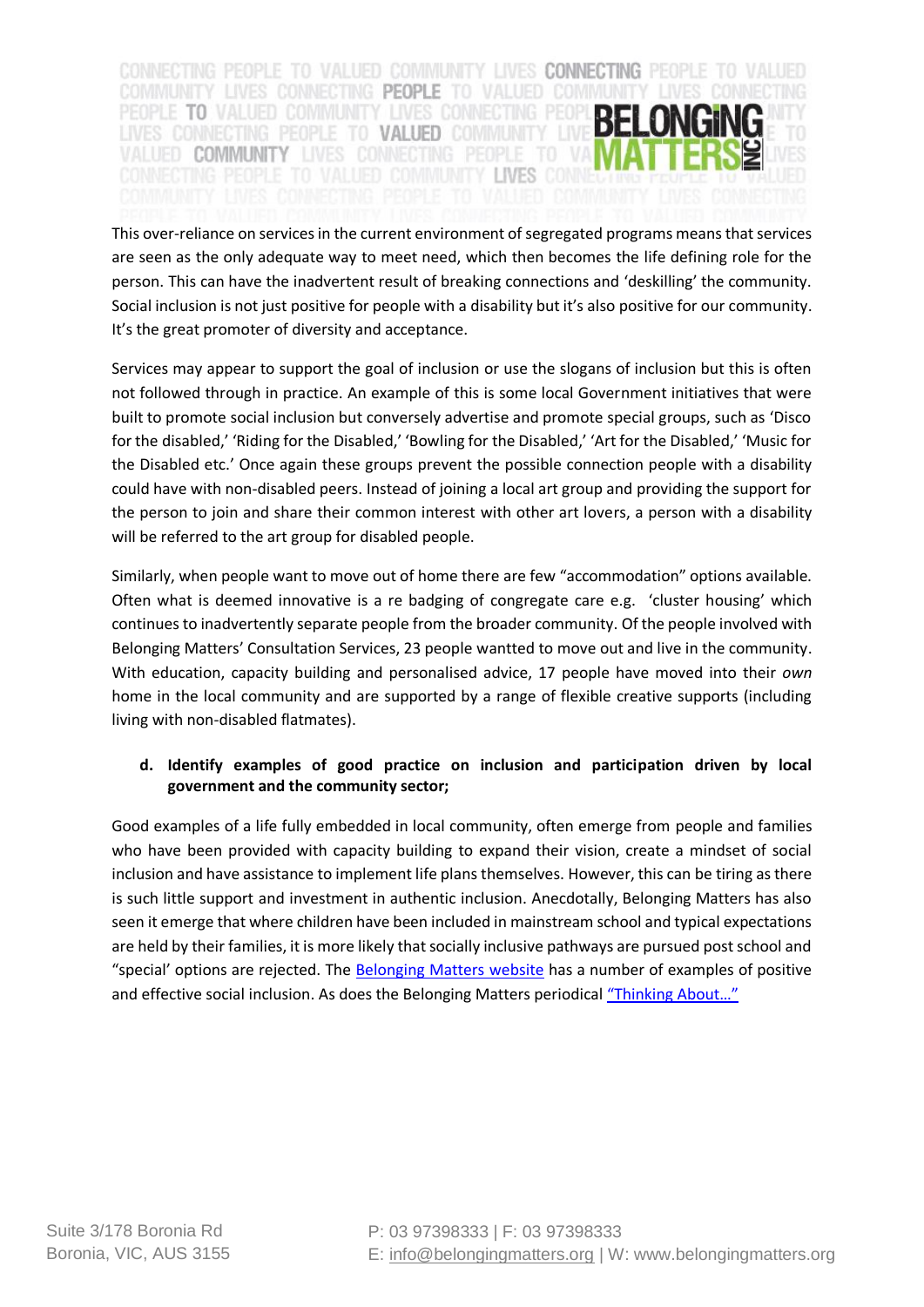This over-reliance on services in the current environment of segregated programs means that services are seen as the only adequate way to meet need, which then becomes the life defining role for the person. This can have the inadvertent result of breaking connections and 'deskilling' the community. Social inclusion is not just positive for people with a disability but it's also positive for our community. It's the great promoter of diversity and acceptance.

Services may appear to support the goal of inclusion or use the slogans of inclusion but this is often not followed through in practice. An example of this is some local Government initiatives that were built to promote social inclusion but conversely advertise and promote special groups, such as 'Disco for the disabled,' 'Riding for the Disabled,' 'Bowling for the Disabled,' 'Art for the Disabled,' 'Music for the Disabled etc.' Once again these groups prevent the possible connection people with a disability could have with non-disabled peers. Instead of joining a local art group and providing the support for the person to join and share their common interest with other art lovers, a person with a disability will be referred to the art group for disabled people.

Similarly, when people want to move out of home there are few "accommodation" options available. Often what is deemed innovative is a re badging of congregate care e.g. 'cluster housing' which continues to inadvertently separate people from the broader community. Of the people involved with Belonging Matters' Consultation Services, 23 people wantted to move out and live in the community. With education, capacity building and personalised advice, 17 people have moved into their *own* home in the local community and are supported by a range of flexible creative supports (including living with non-disabled flatmates).

**d. Identify examples of good practice on inclusion and participation driven by local government and the community sector;**

Good examples of a life fully embedded in local community, often emerge from people and families who have been provided with capacity building to expand their vision, create a mindset of social inclusion and have assistance to implement life plans themselves. However, this can be tiring as there is such little support and investment in authentic inclusion. Anecdotally, Belonging Matters has also seen it emerge that where children have been included in mainstream school and typical expectations are held by their families, it is more likely that socially inclusive pathways are pursued post school and "special' options are rejected. The Belonging Matters website has a number of examples of positive and effective social inclusion. As does the Belonging Matters periodical "Thinking About…"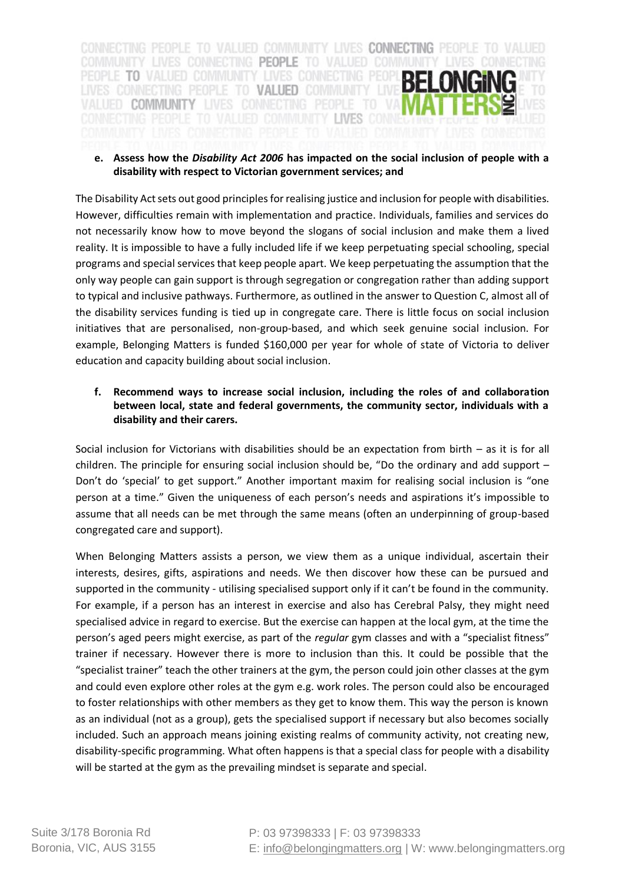**e. Assess how the *Disability Act 2006* has impacted on the social inclusion of people with a disability with respect to Victorian government services; and**

The Disability Act sets out good principles for realising justice and inclusion for people with disabilities. However, difficulties remain with implementation and practice. Individuals, families and services do not necessarily know how to move beyond the slogans of social inclusion and make them a lived reality. It is impossible to have a fully included life if we keep perpetuating special schooling, special programs and special services that keep people apart. We keep perpetuating the assumption that the only way people can gain support is through segregation or congregation rather than adding support to typical and inclusive pathways. Furthermore, as outlined in the answer to Question C, almost all of the disability services funding is tied up in congregate care. There is little focus on social inclusion initiatives that are personalised, non-group-based, and which seek genuine social inclusion. For example, Belonging Matters is funded $160,000 per year for whole of state of Victoria to deliver education and capacity building about social inclusion.

**f. Recommend ways to increase social inclusion, including the roles of and collaboration between local, state and federal governments, the community sector, individuals with a disability and their carers.**

Social inclusion for Victorians with disabilities should be an expectation from birth – as it is for all children. The principle for ensuring social inclusion should be, "Do the ordinary and add support – Don't do 'special' to get support." Another important maxim for realising social inclusion is "one person at a time." Given the uniqueness of each person's needs and aspirations it's impossible to assume that all needs can be met through the same means (often an underpinning of group-based congregated care and support).

When Belonging Matters assists a person, we view them as a unique individual, ascertain their interests, desires, gifts, aspirations and needs. We then discover how these can be pursued and supported in the community - utilising specialised support only if it can't be found in the community. For example, if a person has an interest in exercise and also has Cerebral Palsy, they might need specialised advice in regard to exercise. But the exercise can happen at the local gym, at the time the person's aged peers might exercise, as part of the *regular* gym classes and with a "specialist fitness" trainer if necessary. However there is more to inclusion than this. It could be possible that the "specialist trainer" teach the other trainers at the gym, the person could join other classes at the gym and could even explore other roles at the gym e.g. work roles. The person could also be encouraged to foster relationships with other members as they get to know them. This way the person is known as an individual (not as a group), gets the specialised support if necessary but also becomes socially included. Such an approach means joining existing realms of community activity, not creating new, disability-specific programming. What often happens is that a special class for people with a disability will be started at the gym as the prevailing mindset is separate and special.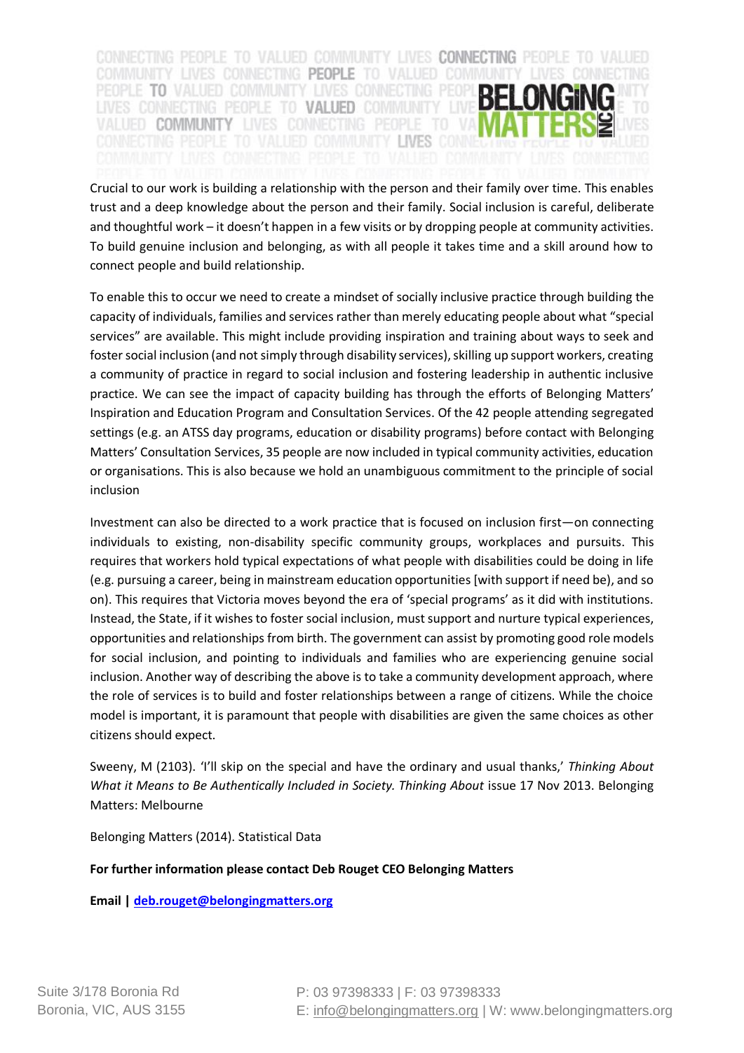Crucial to our work is building a relationship with the person and their family over time. This enables trust and a deep knowledge about the person and their family. Social inclusion is careful, deliberate and thoughtful work – it doesn't happen in a few visits or by dropping people at community activities. To build genuine inclusion and belonging, as with all people it takes time and a skill around how to connect people and build relationship.

To enable this to occur we need to create a mindset of socially inclusive practice through building the capacity of individuals, families and services rather than merely educating people about what "special services" are available. This might include providing inspiration and training about ways to seek and foster social inclusion (and not simply through disability services), skilling up support workers, creating a community of practice in regard to social inclusion and fostering leadership in authentic inclusive practice. We can see the impact of capacity building has through the efforts of Belonging Matters' Inspiration and Education Program and Consultation Services. Of the 42 people attending segregated settings (e.g. an ATSS day programs, education or disability programs) before contact with Belonging Matters' Consultation Services, 35 people are now included in typical community activities, education or organisations. This is also because we hold an unambiguous commitment to the principle of social inclusion

Investment can also be directed to a work practice that is focused on inclusion first—on connecting individuals to existing, non-disability specific community groups, workplaces and pursuits. This requires that workers hold typical expectations of what people with disabilities could be doing in life (e.g. pursuing a career, being in mainstream education opportunities [with support if need be), and so on). This requires that Victoria moves beyond the era of 'special programs' as it did with institutions. Instead, the State, if it wishes to foster social inclusion, must support and nurture typical experiences, opportunities and relationships from birth. The government can assist by promoting good role models for social inclusion, and pointing to individuals and families who are experiencing genuine social inclusion. Another way of describing the above is to take a community development approach, where the role of services is to build and foster relationships between a range of citizens. While the choice model is important, it is paramount that people with disabilities are given the same choices as other citizens should expect.

Sweeny, M (2103). 'I'll skip on the special and have the ordinary and usual thanks,' *Thinking About What it Means to Be Authentically Included in Society. Thinking About* issue 17 Nov 2013. Belonging Matters: Melbourne

Belonging Matters (2014). Statistical Data

**For further information please contact Deb Rouget CEO Belonging Matters**

**Email | deb.rouget@belongingmatters.org**